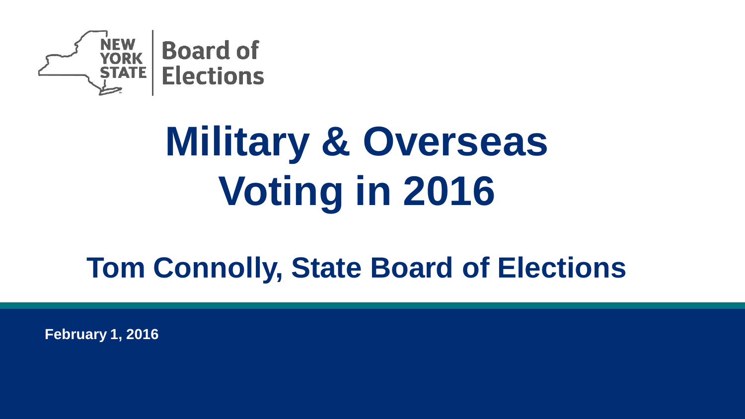NEW YORK STATE | Board of Elections

# Military & Overseas Voting in 2016

## Tom Connolly, State Board of Elections

**February 1, 2016**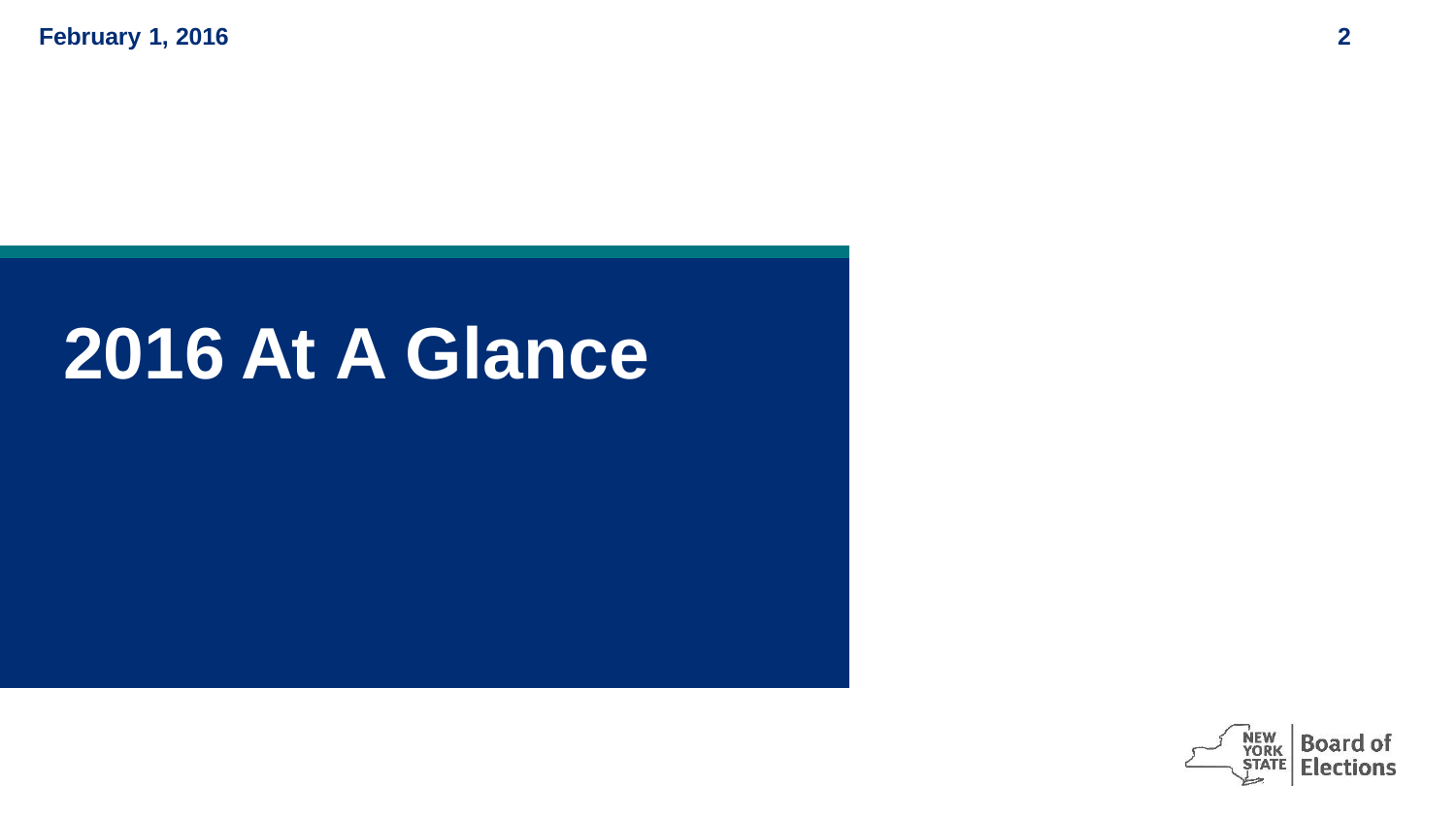# 2016 At A Glance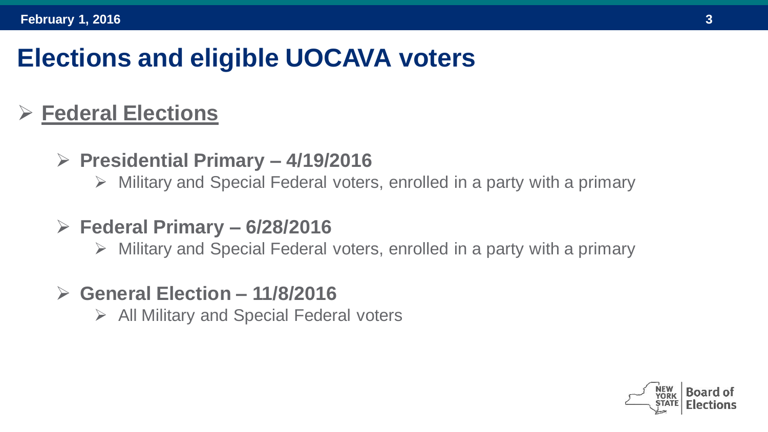# Elections and eligible UOCAVA voters

- **Federal Elections**
  - **Presidential Primary – 4/19/2016**
    - Military and Special Federal voters, enrolled in a party with a primary
  - **Federal Primary – 6/28/2016**
    - Military and Special Federal voters, enrolled in a party with a primary
  - **General Election – 11/8/2016**
    - All Military and Special Federal voters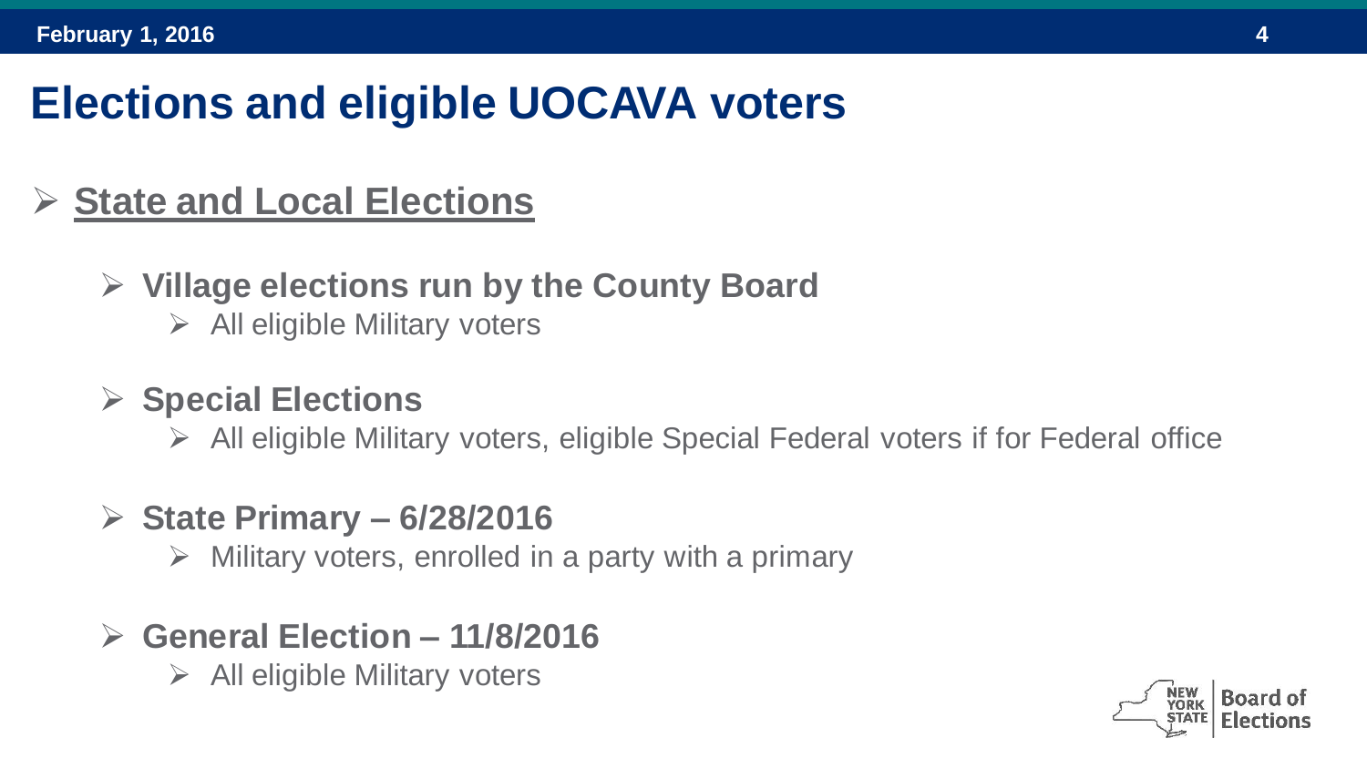# Elections and eligible UOCAVA voters

- **State and Local Elections**
  - **Village elections run by the County Board**
    - All eligible Military voters
  - **Special Elections**
    - All eligible Military voters, eligible Special Federal voters if for Federal office
  - **State Primary – 6/28/2016**
    - Military voters, enrolled in a party with a primary
  - **General Election – 11/8/2016**
    - All eligible Military voters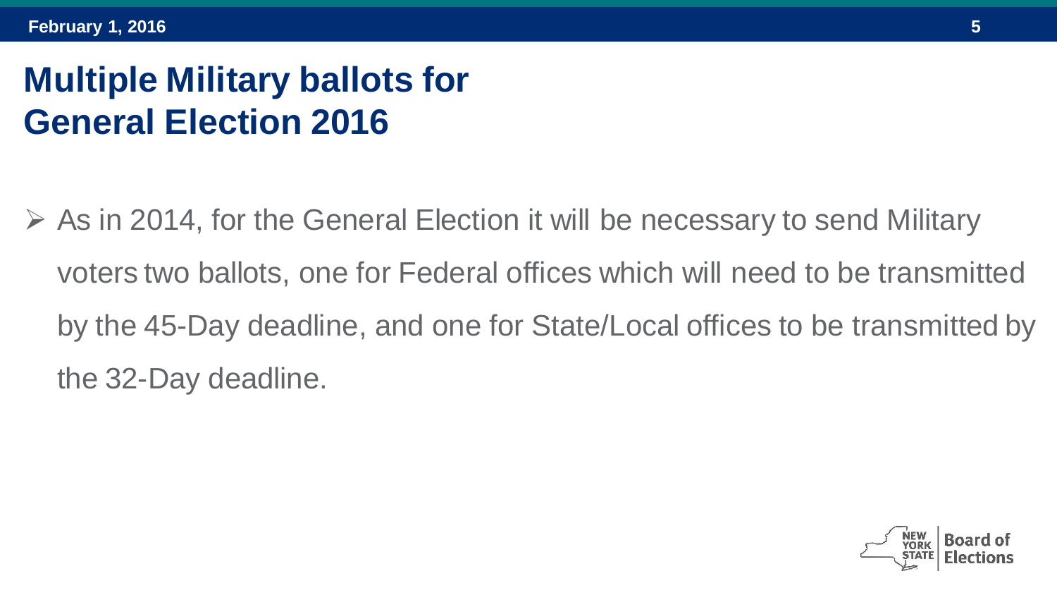# Multiple Military ballots for General Election 2016

- As in 2014, for the General Election it will be necessary to send Military voters two ballots, one for Federal offices which will need to be transmitted by the 45-Day deadline, and one for State/Local offices to be transmitted by the 32-Day deadline.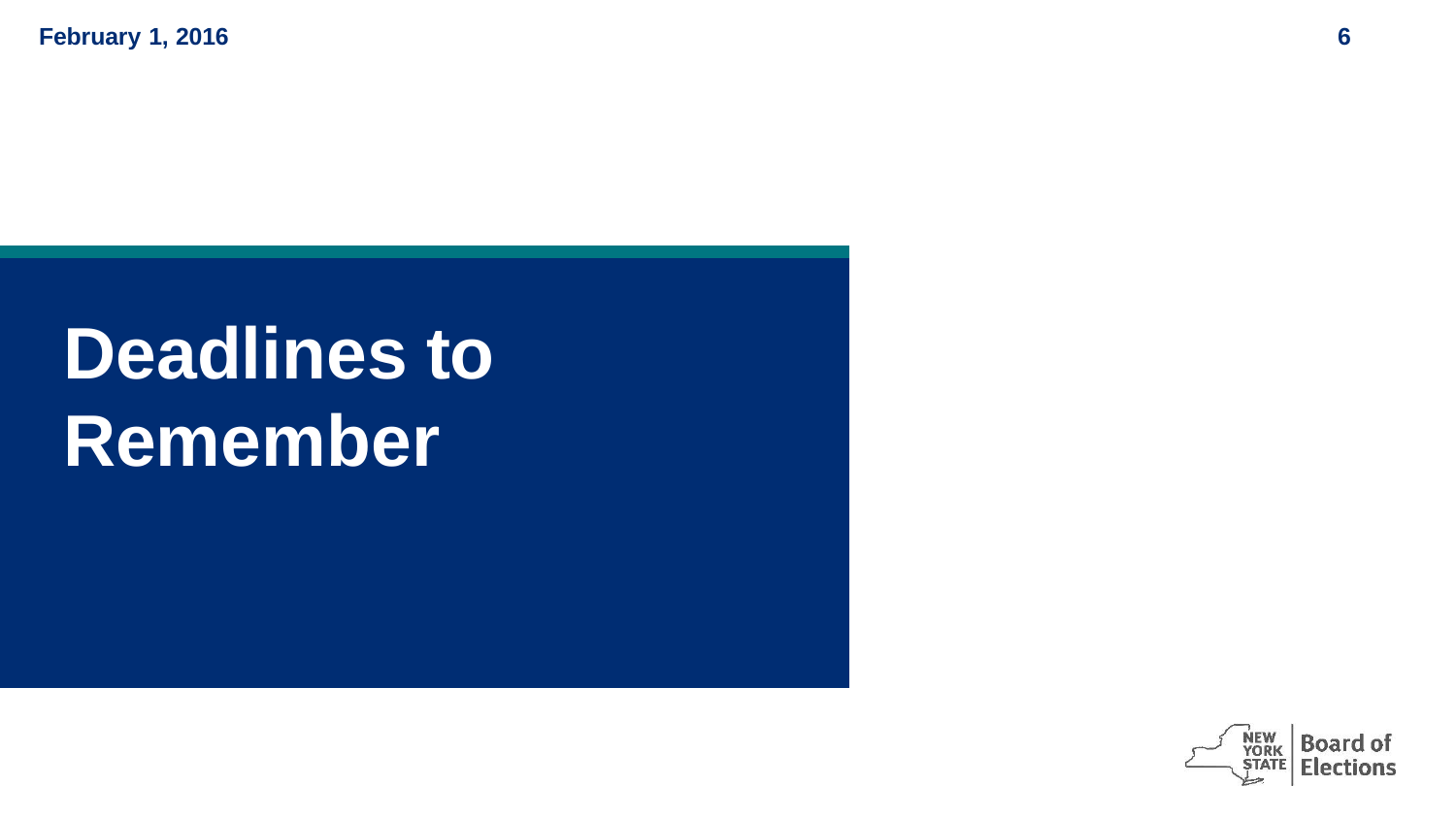# Deadlines to Remember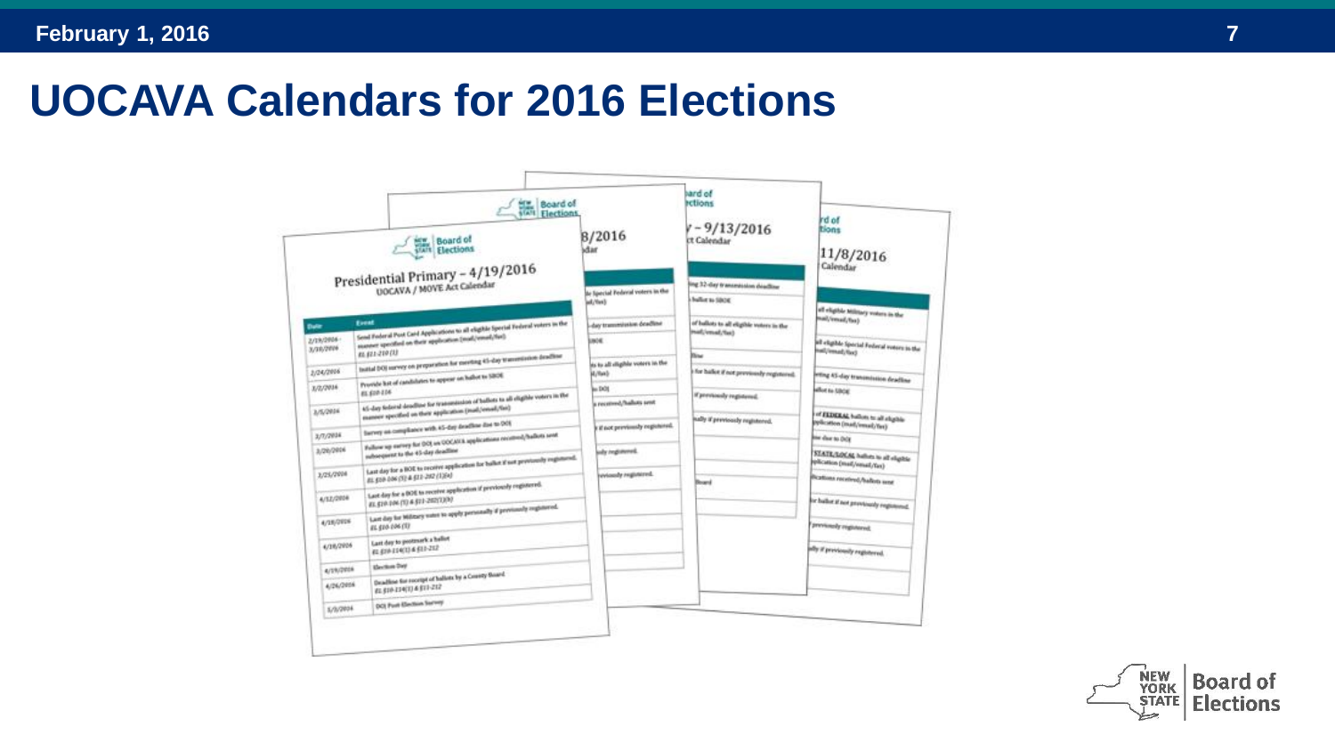# UOCAVA Calendars for 2016 Elections

## Presidential Primary – 4/19/2016

### UOCAVA / MOVE Act Calendar

| Date | Event |
|---|---|
| 2/19/2016 - 3/10/2016 | Send Federal Post Card Applications to all eligible Special Federal voters in the manner specified on their application (mail/email/fax) EL §11-210 (1) |
| 2/24/2016 | Initial DOJ survey on preparation for meeting 45-day transmission deadline |
| 3/2/2016 | Provide list of candidates to appear on ballot to SBOE EL §10-116 |
| 3/5/2016 | 45-day federal deadline for transmission of ballots to all eligible voters in the manner specified on their application (mail/email/fax) |
| 3/7/2016 | Survey on compliance with 45-day deadline due to DOJ |
| 3/20/2016 | Follow up survey for DOJ on UOCAVA applications received/ballots sent subsequent to the 45-day deadline |
| 3/25/2016 | Last day for a BOE to receive application for ballot if not previously registered. EL §10-106 (5) & §11-202 (1)(a) |
| 4/12/2016 | Last day for a BOE to receive application if previously registered. EL §10-106 (5) & §11-202(1)(b) |
| 4/18/2016 | Last day for Military voter to apply personally if previously registered. EL §10-106 (5) |
| 4/18/2016 | Last day to postmark a ballot EL §10-114(1) & §11-212 |
| 4/19/2016 | Election Day |
| 4/26/2016 | Deadline for receipt of ballots by a County Board EL §10-114(1) & §11-212 |
| 5/3/2016 | DOJ Post-Election Survey |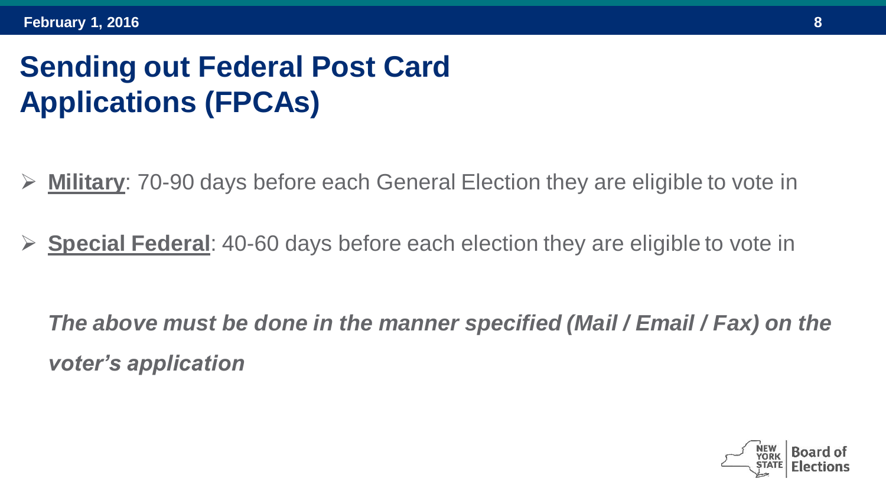# Sending out Federal Post Card Applications (FPCAs)

- **Military**: 70-90 days before each General Election they are eligible to vote in
- **Special Federal**: 40-60 days before each election they are eligible to vote in

***The above must be done in the manner specified (Mail / Email / Fax) on the voter's application***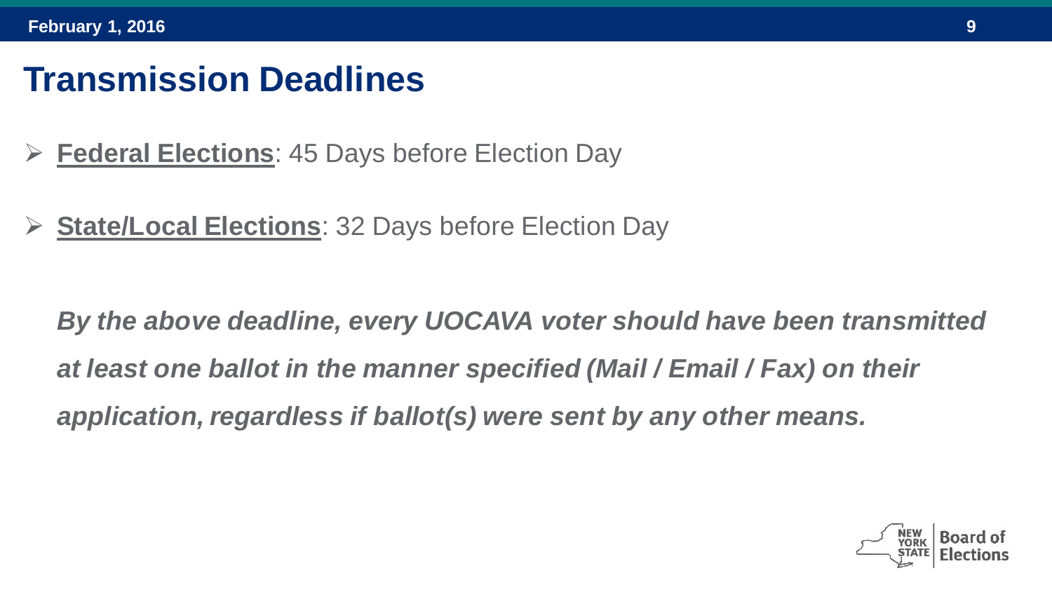# Transmission Deadlines

- **Federal Elections**: 45 Days before Election Day
- **State/Local Elections**: 32 Days before Election Day

***By the above deadline, every UOCAVA voter should have been transmitted at least one ballot in the manner specified (Mail / Email / Fax) on their application, regardless if ballot(s) were sent by any other means.***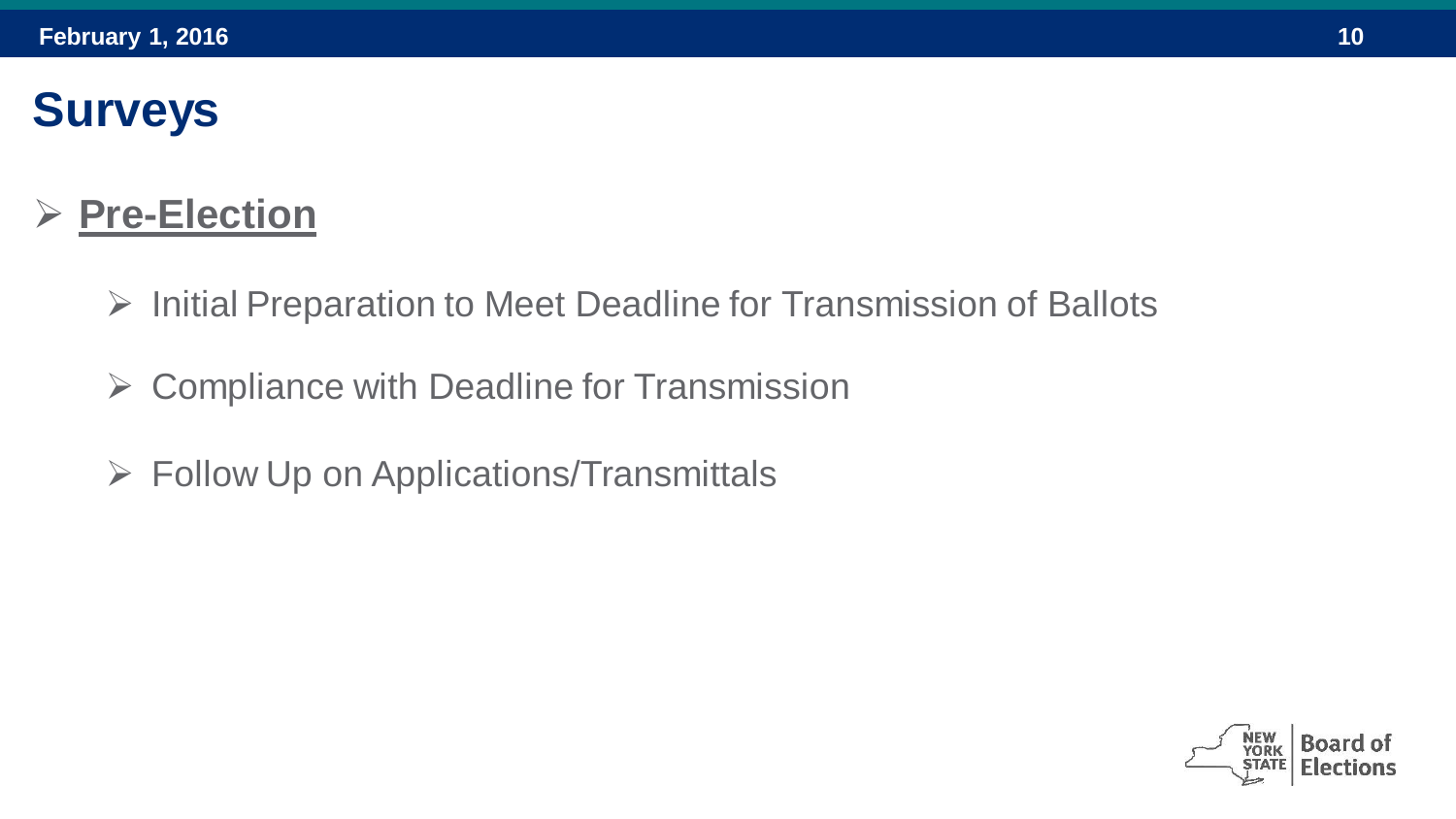# Surveys

- **Pre-Election**
  - Initial Preparation to Meet Deadline for Transmission of Ballots
  - Compliance with Deadline for Transmission
  - Follow Up on Applications/Transmittals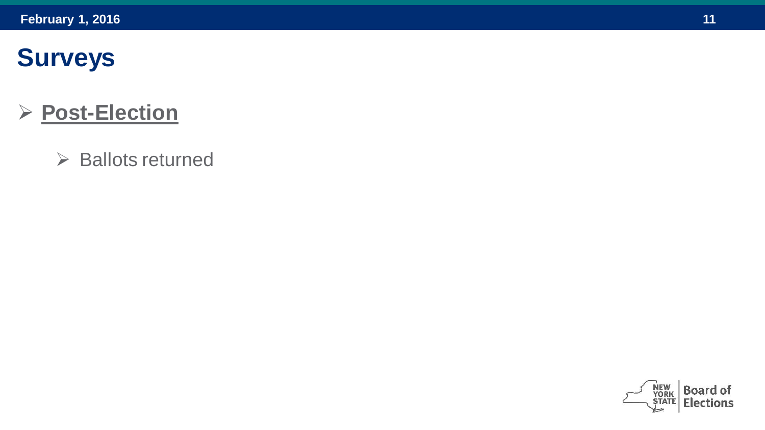# Surveys

- **Post-Election**
  - Ballots returned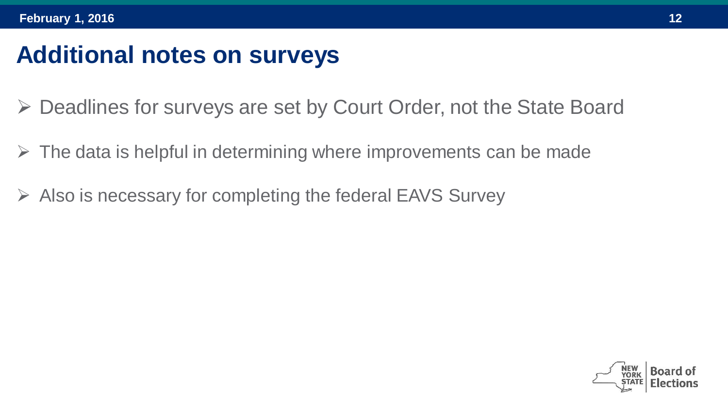# Additional notes on surveys

- Deadlines for surveys are set by Court Order, not the State Board
- The data is helpful in determining where improvements can be made
- Also is necessary for completing the federal EAVS Survey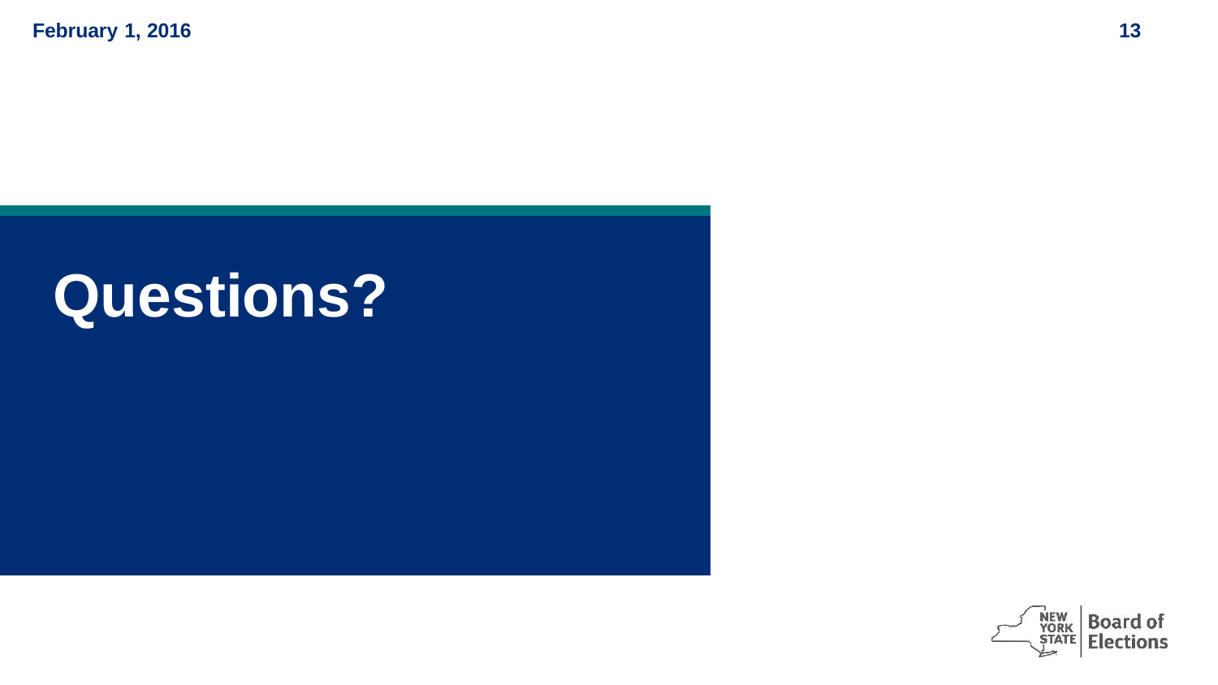# Questions?

NEW YORK STATE | Board of Elections